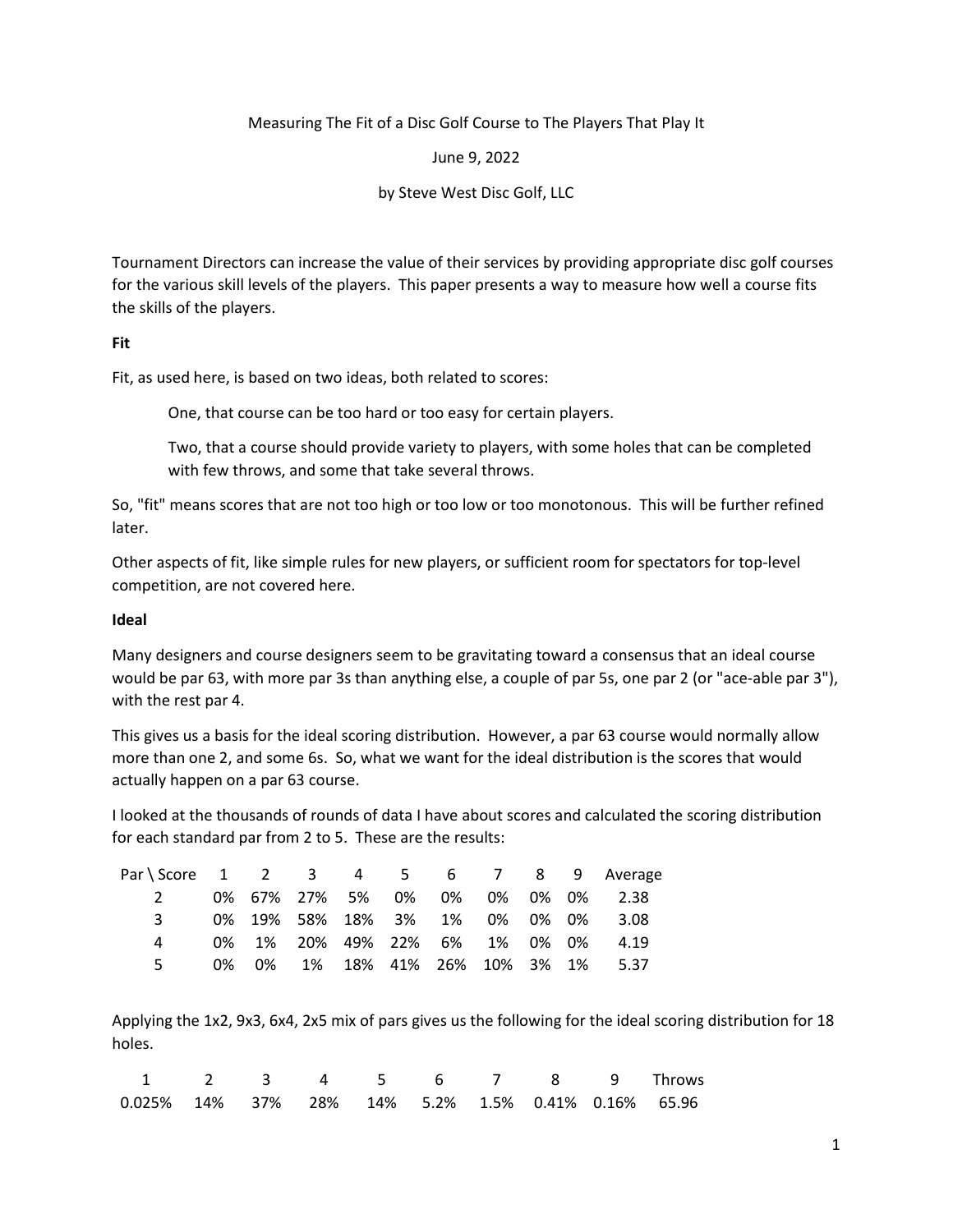Measuring The Fit of a Disc Golf Course to The Players That Play It

June 9, 2022

by Steve West Disc Golf, LLC

Tournament Directors can increase the value of their services by providing appropriate disc golf courses for the various skill levels of the players. This paper presents a way to measure how well a course fits the skills of the players.

**Fit**

Fit, as used here, is based on two ideas, both related to scores:

> One, that course can be too hard or too easy for certain players.
>
> Two, that a course should provide variety to players, with some holes that can be completed with few throws, and some that take several throws.

So, "fit" means scores that are not too high or too low or too monotonous. This will be further refined later.

Other aspects of fit, like simple rules for new players, or sufficient room for spectators for top-level competition, are not covered here.

**Ideal**

Many designers and course designers seem to be gravitating toward a consensus that an ideal course would be par 63, with more par 3s than anything else, a couple of par 5s, one par 2 (or "ace-able par 3"), with the rest par 4.

This gives us a basis for the ideal scoring distribution. However, a par 63 course would normally allow more than one 2, and some 6s. So, what we want for the ideal distribution is the scores that would actually happen on a par 63 course.

I looked at the thousands of rounds of data I have about scores and calculated the scoring distribution for each standard par from 2 to 5. These are the results:

| Par \ Score | 1 | 2 | 3 | 4 | 5 | 6 | 7 | 8 | 9 | Average |
|---|---|---|---|---|---|---|---|---|---|---|
| 2 | 0% | 67% | 27% | 5% | 0% | 0% | 0% | 0% | 0% | 2.38 |
| 3 | 0% | 19% | 58% | 18% | 3% | 1% | 0% | 0% | 0% | 3.08 |
| 4 | 0% | 1% | 20% | 49% | 22% | 6% | 1% | 0% | 0% | 4.19 |
| 5 | 0% | 0% | 1% | 18% | 41% | 26% | 10% | 3% | 1% | 5.37 |

Applying the 1x2, 9x3, 6x4, 2x5 mix of pars gives us the following for the ideal scoring distribution for 18 holes.

| 1 | 2 | 3 | 4 | 5 | 6 | 7 | 8 | 9 | Throws |
|---|---|---|---|---|---|---|---|---|---|
| 0.025% | 14% | 37% | 28% | 14% | 5.2% | 1.5% | 0.41% | 0.16% | 65.96 |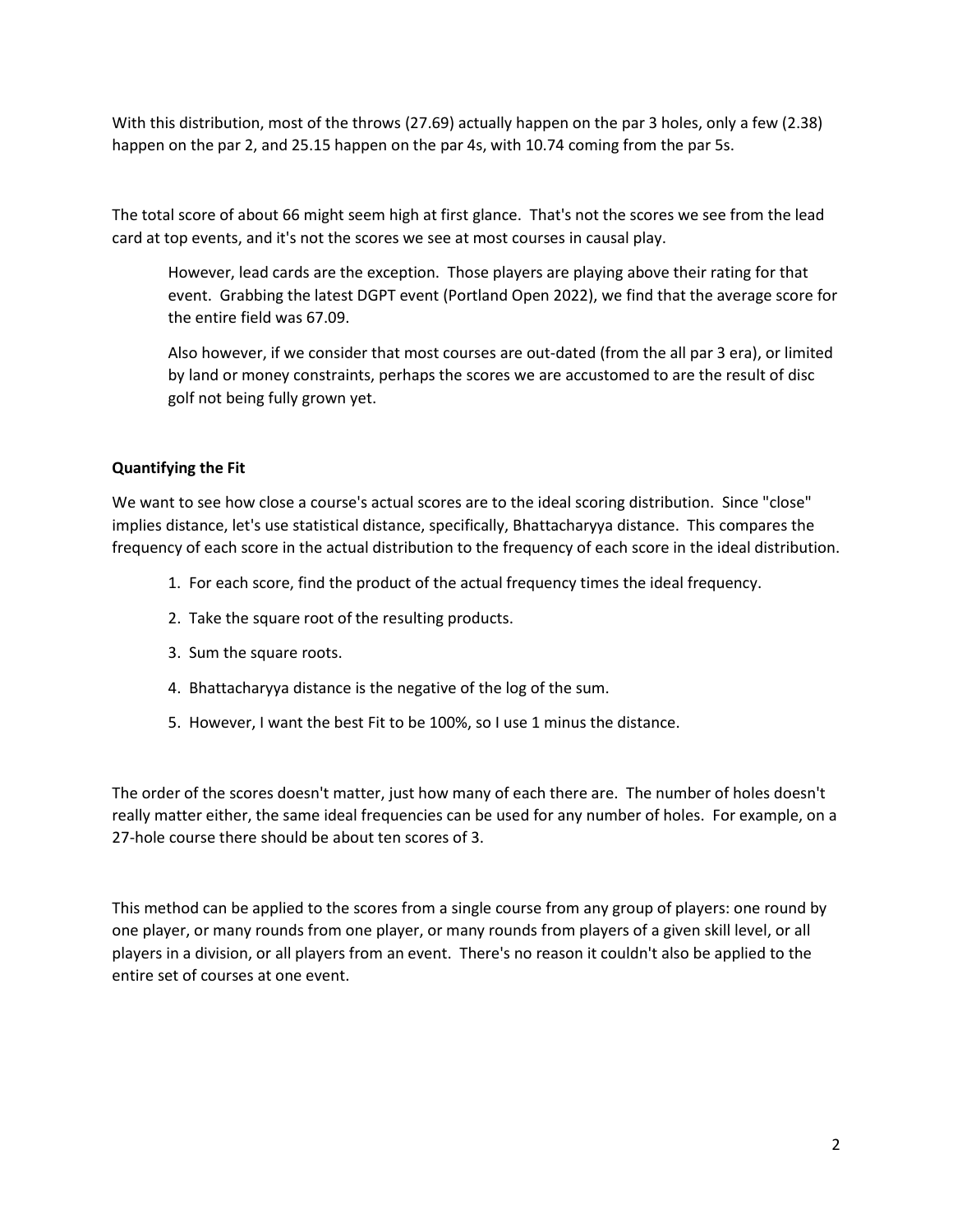With this distribution, most of the throws (27.69) actually happen on the par 3 holes, only a few (2.38) happen on the par 2, and 25.15 happen on the par 4s, with 10.74 coming from the par 5s.

The total score of about 66 might seem high at first glance. That's not the scores we see from the lead card at top events, and it's not the scores we see at most courses in causal play.

> However, lead cards are the exception. Those players are playing above their rating for that event. Grabbing the latest DGPT event (Portland Open 2022), we find that the average score for the entire field was 67.09.
>
> Also however, if we consider that most courses are out-dated (from the all par 3 era), or limited by land or money constraints, perhaps the scores we are accustomed to are the result of disc golf not being fully grown yet.

### Quantifying the Fit

We want to see how close a course's actual scores are to the ideal scoring distribution. Since "close" implies distance, let's use statistical distance, specifically, Bhattacharyya distance. This compares the frequency of each score in the actual distribution to the frequency of each score in the ideal distribution.

1. For each score, find the product of the actual frequency times the ideal frequency.
2. Take the square root of the resulting products.
3. Sum the square roots.
4. Bhattacharyya distance is the negative of the log of the sum.
5. However, I want the best Fit to be 100%, so I use 1 minus the distance.

The order of the scores doesn't matter, just how many of each there are. The number of holes doesn't really matter either, the same ideal frequencies can be used for any number of holes. For example, on a 27-hole course there should be about ten scores of 3.

This method can be applied to the scores from a single course from any group of players: one round by one player, or many rounds from one player, or many rounds from players of a given skill level, or all players in a division, or all players from an event. There's no reason it couldn't also be applied to the entire set of courses at one event.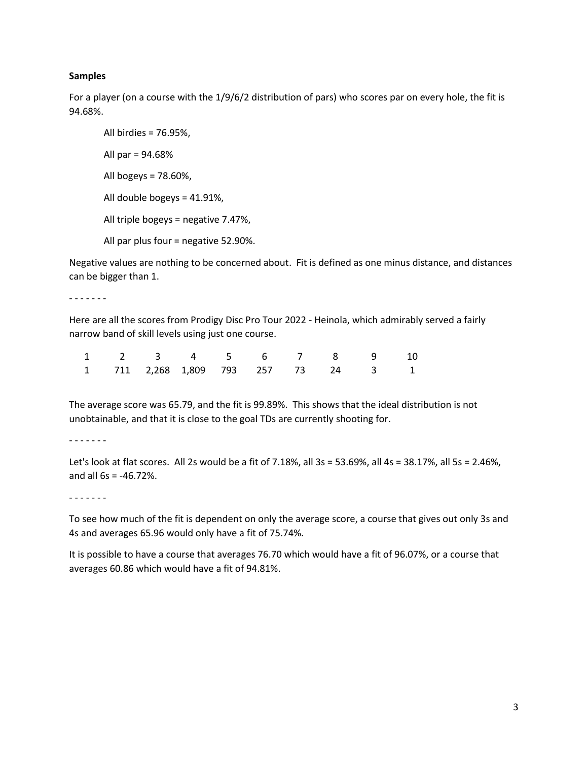**Samples**

For a player (on a course with the 1/9/6/2 distribution of pars) who scores par on every hole, the fit is 94.68%.

> All birdies = 76.95%,
>
> All par = 94.68%
>
> All bogeys = 78.60%,
>
> All double bogeys = 41.91%,
>
> All triple bogeys = negative 7.47%,
>
> All par plus four = negative 52.90%.

Negative values are nothing to be concerned about. Fit is defined as one minus distance, and distances can be bigger than 1.

- - - - - - -

Here are all the scores from Prodigy Disc Pro Tour 2022 - Heinola, which admirably served a fairly narrow band of skill levels using just one course.

| 1 | 2 | 3 | 4 | 5 | 6 | 7 | 8 | 9 | 10 |
|---|---|---|---|---|---|---|---|---|---|
| 1 | 711 | 2,268 | 1,809 | 793 | 257 | 73 | 24 | 3 | 1 |

The average score was 65.79, and the fit is 99.89%. This shows that the ideal distribution is not unobtainable, and that it is close to the goal TDs are currently shooting for.

- - - - - - -

Let's look at flat scores. All 2s would be a fit of 7.18%, all 3s = 53.69%, all 4s = 38.17%, all 5s = 2.46%, and all 6s = -46.72%.

- - - - - - -

To see how much of the fit is dependent on only the average score, a course that gives out only 3s and 4s and averages 65.96 would only have a fit of 75.74%.

It is possible to have a course that averages 76.70 which would have a fit of 96.07%, or a course that averages 60.86 which would have a fit of 94.81%.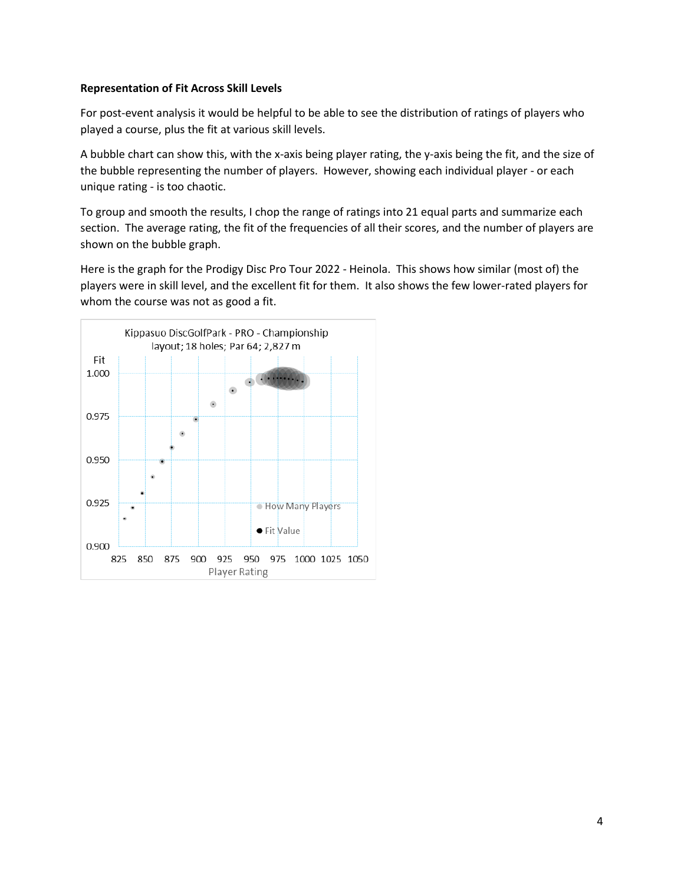**Representation of Fit Across Skill Levels**

For post-event analysis it would be helpful to be able to see the distribution of ratings of players who played a course, plus the fit at various skill levels.

A bubble chart can show this, with the x-axis being player rating, the y-axis being the fit, and the size of the bubble representing the number of players. However, showing each individual player - or each unique rating - is too chaotic.

To group and smooth the results, I chop the range of ratings into 21 equal parts and summarize each section. The average rating, the fit of the frequencies of all their scores, and the number of players are shown on the bubble graph.

Here is the graph for the Prodigy Disc Pro Tour 2022 - Heinola. This shows how similar (most of) the players were in skill level, and the excellent fit for them. It also shows the few lower-rated players for whom the course was not as good a fit.

Kippasuo DiscGolfPark - PRO - Championship layout; 18 holes; Par 64; 2,827 m

Fit

1.000

0.975

0.950

0.925

0.900

825 850 875 900 925 950 975 1000 1025 1050

Player Rating

How Many Players

Fit Value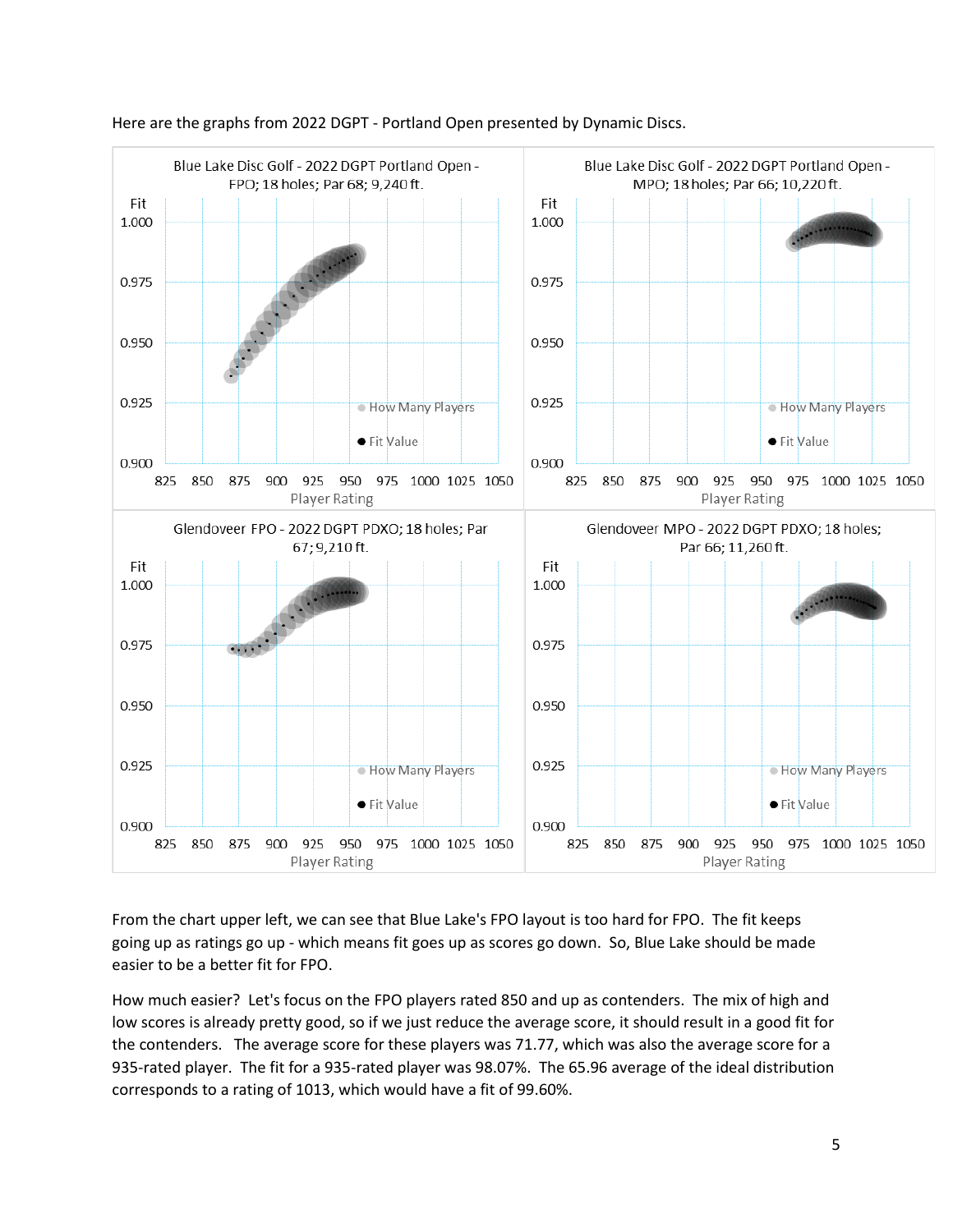Here are the graphs from 2022 DGPT - Portland Open presented by Dynamic Discs.

From the chart upper left, we can see that Blue Lake's FPO layout is too hard for FPO. The fit keeps going up as ratings go up - which means fit goes up as scores go down. So, Blue Lake should be made easier to be a better fit for FPO.

How much easier? Let's focus on the FPO players rated 850 and up as contenders. The mix of high and low scores is already pretty good, so if we just reduce the average score, it should result in a good fit for the contenders. The average score for these players was 71.77, which was also the average score for a 935-rated player. The fit for a 935-rated player was 98.07%. The 65.96 average of the ideal distribution corresponds to a rating of 1013, which would have a fit of 99.60%.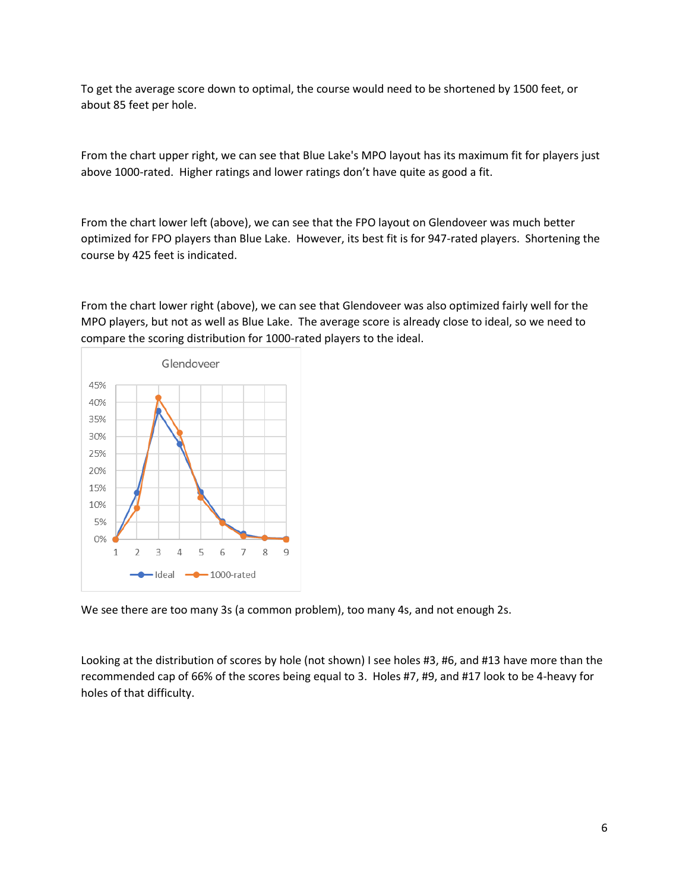To get the average score down to optimal, the course would need to be shortened by 1500 feet, or about 85 feet per hole.

From the chart upper right, we can see that Blue Lake's MPO layout has its maximum fit for players just above 1000-rated. Higher ratings and lower ratings don't have quite as good a fit.

From the chart lower left (above), we can see that the FPO layout on Glendoveer was much better optimized for FPO players than Blue Lake. However, its best fit is for 947-rated players. Shortening the course by 425 feet is indicated.

From the chart lower right (above), we can see that Glendoveer was also optimized fairly well for the MPO players, but not as well as Blue Lake. The average score is already close to ideal, so we need to compare the scoring distribution for 1000-rated players to the ideal.

We see there are too many 3s (a common problem), too many 4s, and not enough 2s.

Looking at the distribution of scores by hole (not shown) I see holes #3, #6, and #13 have more than the recommended cap of 66% of the scores being equal to 3. Holes #7, #9, and #17 look to be 4-heavy for holes of that difficulty.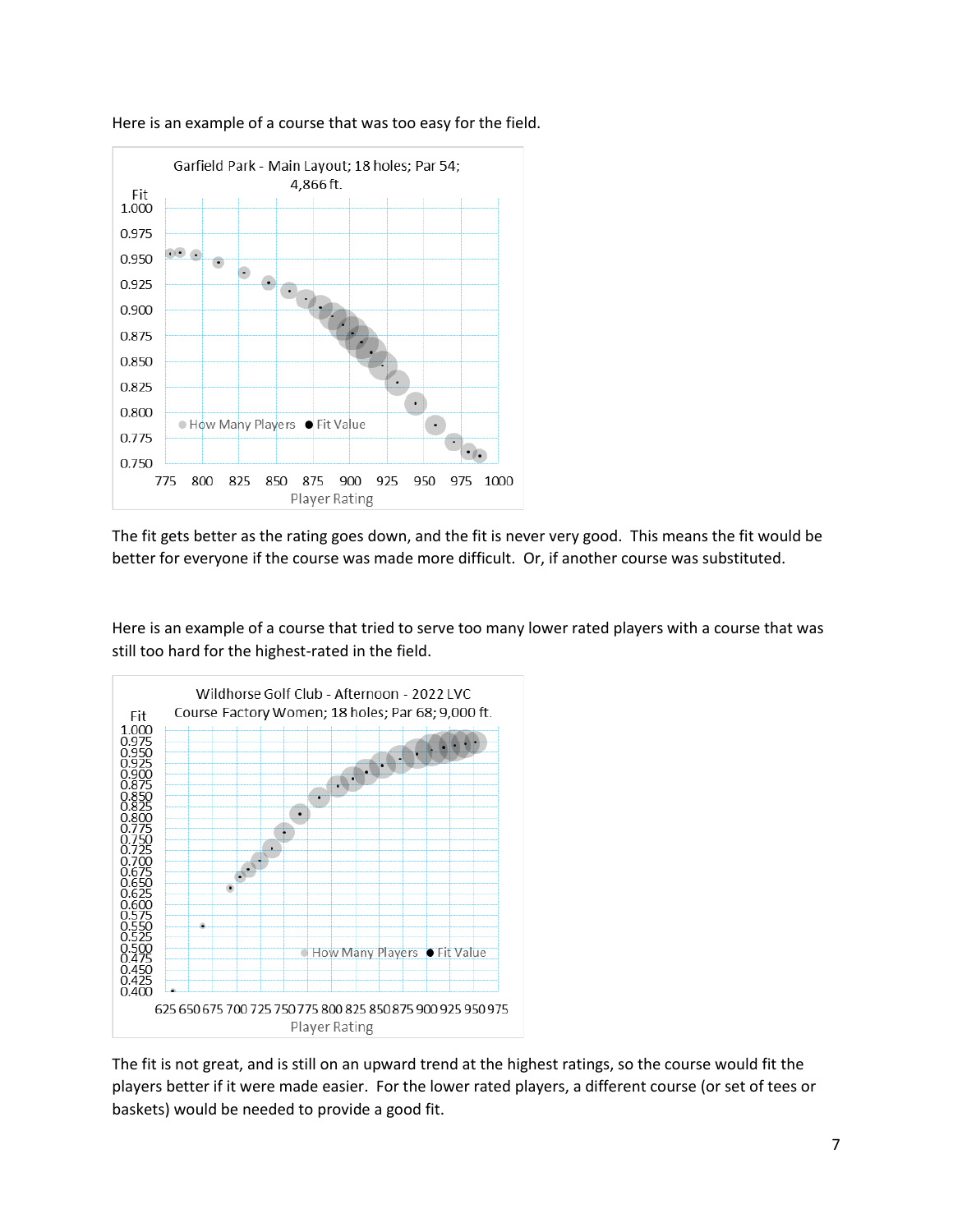Here is an example of a course that was too easy for the field.

The fit gets better as the rating goes down, and the fit is never very good. This means the fit would be better for everyone if the course was made more difficult. Or, if another course was substituted.

Here is an example of a course that tried to serve too many lower rated players with a course that was still too hard for the highest-rated in the field.

The fit is not great, and is still on an upward trend at the highest ratings, so the course would fit the players better if it were made easier. For the lower rated players, a different course (or set of tees or baskets) would be needed to provide a good fit.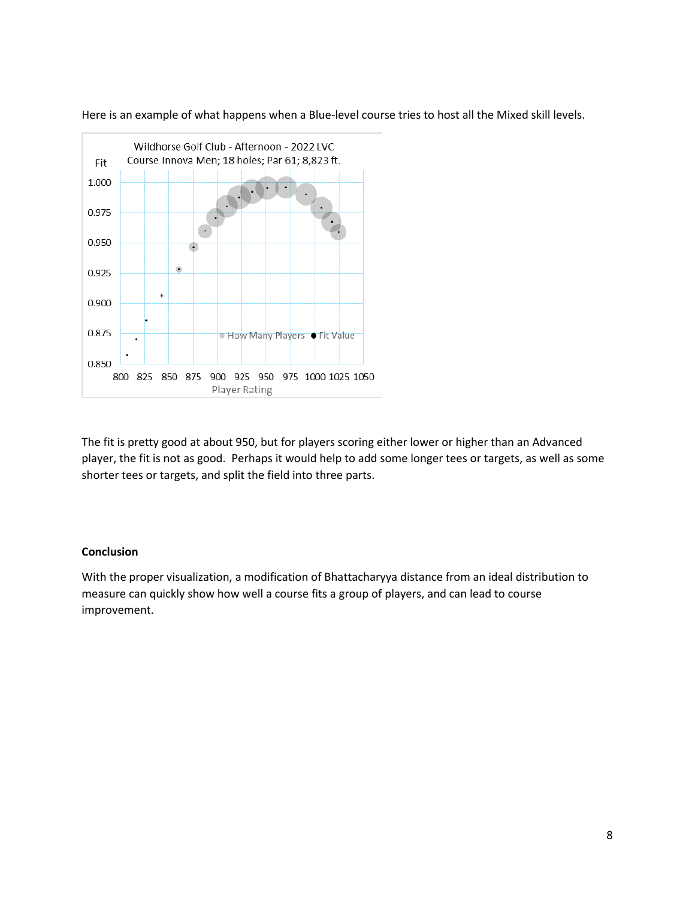Here is an example of what happens when a Blue-level course tries to host all the Mixed skill levels.

Wildhorse Golf Club - Afternoon - 2022 LVC
Course Innova Men; 18 holes; Par 61; 8,823 ft.

Fit

1.000
0.975
0.950
0.925
0.900
0.875
0.850

800 825 850 875 900 925 950 975 1000 1025 1050

Player Rating

How Many Players
Fit Value

The fit is pretty good at about 950, but for players scoring either lower or higher than an Advanced player, the fit is not as good. Perhaps it would help to add some longer tees or targets, as well as some shorter tees or targets, and split the field into three parts.

**Conclusion**

With the proper visualization, a modification of Bhattacharyya distance from an ideal distribution to measure can quickly show how well a course fits a group of players, and can lead to course improvement.